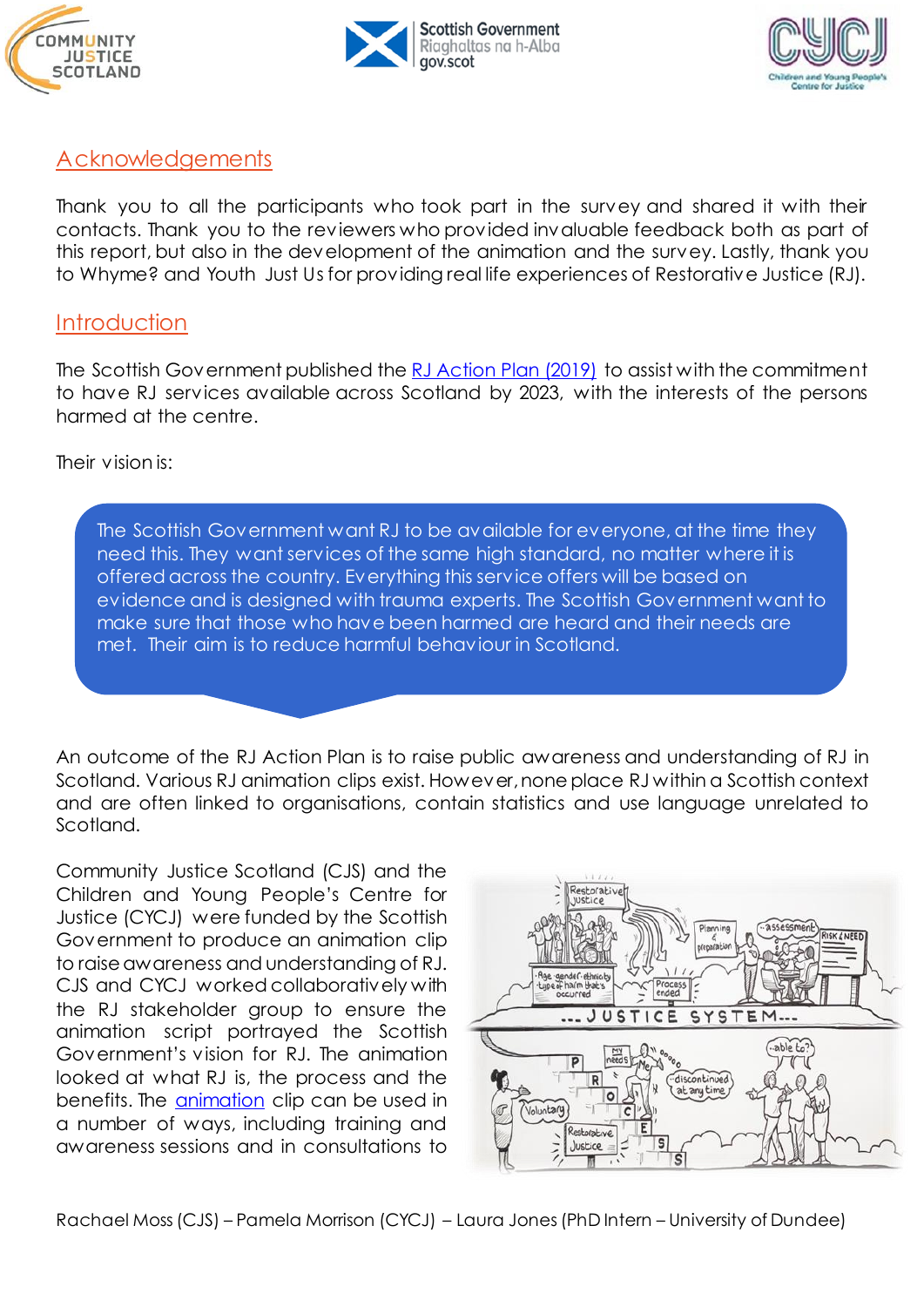## Acknowledgements

Thank you to all the participants who took part in the survey and shared it with their contacts. Thank you to the reviewers who provided invaluable feedback both as part of this report, but also in the development of the animation and the survey. Lastly, thank you to Whyme? and Youth Just Us for providing real life experiences of Restorative Justice (RJ).

## Introduction

The Scottish Government published the RJ Action Plan (2019) to assist with the commitment to have RJ services available across Scotland by 2023, with the interests of the persons harmed at the centre.

Their vision is:

> The Scottish Government want RJ to be available for everyone, at the time they need this. They want services of the same high standard, no matter where it is offered across the country. Everything this service offers will be based on evidence and is designed with trauma experts. The Scottish Government want to make sure that those who have been harmed are heard and their needs are met. Their aim is to reduce harmful behaviour in Scotland.

An outcome of the RJ Action Plan is to raise public awareness and understanding of RJ in Scotland. Various RJ animation clips exist. However, none place RJ within a Scottish context and are often linked to organisations, contain statistics and use language unrelated to Scotland.

Community Justice Scotland (CJS) and the Children and Young People's Centre for Justice (CYCJ) were funded by the Scottish Government to produce an animation clip to raise awareness and understanding of RJ. CJS and CYCJ worked collaboratively with the RJ stakeholder group to ensure the animation script portrayed the Scottish Government's vision for RJ. The animation looked at what RJ is, the process and the benefits. The animation clip can be used in a number of ways, including training and awareness sessions and in consultations to

Rachael Moss (CJS) – Pamela Morrison (CYCJ) – Laura Jones (PhD Intern – University of Dundee)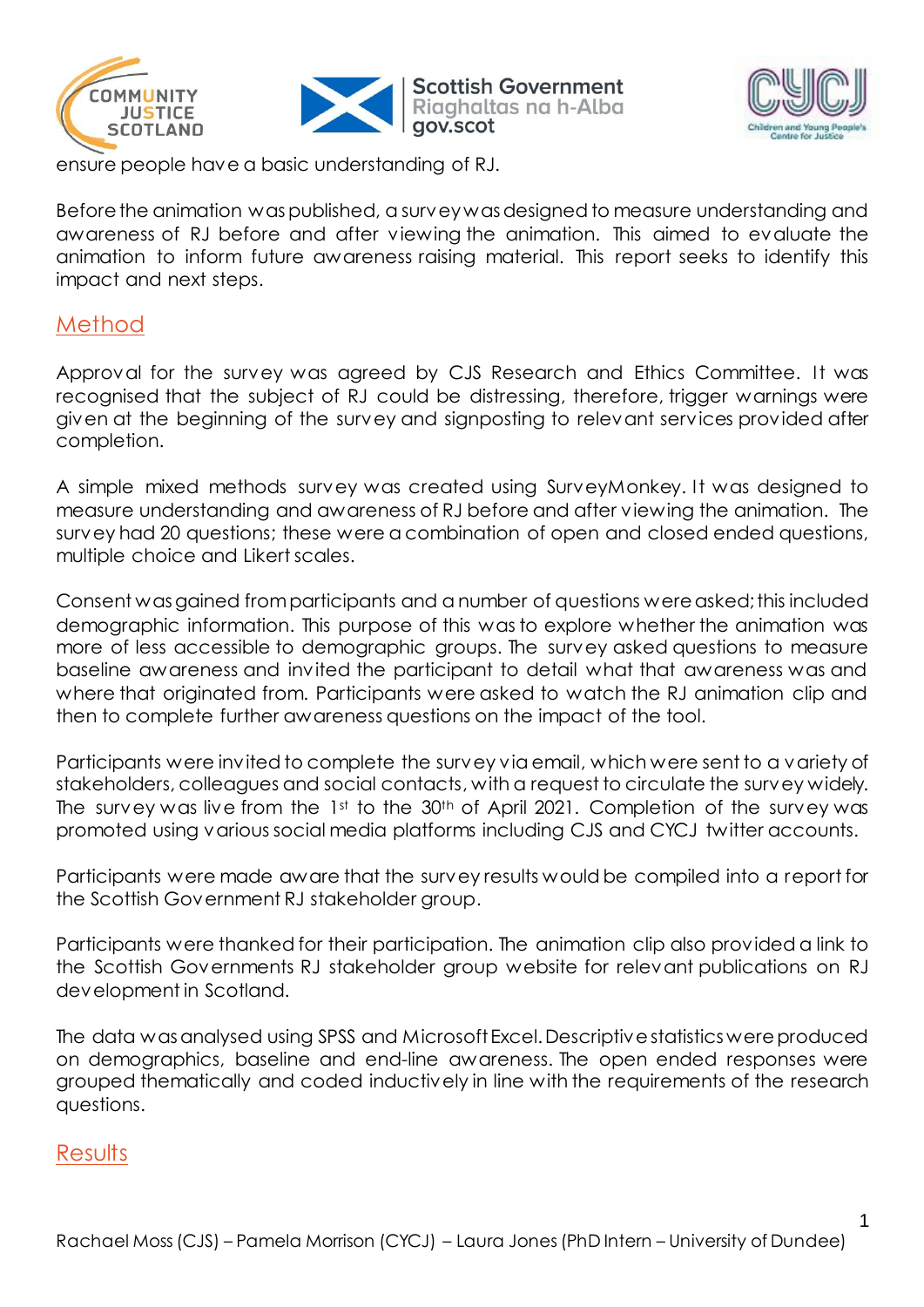ensure people have a basic understanding of RJ.

Before the animation was published, a survey was designed to measure understanding and awareness of RJ before and after viewing the animation. This aimed to evaluate the animation to inform future awareness raising material. This report seeks to identify this impact and next steps.

## Method

Approval for the survey was agreed by CJS Research and Ethics Committee. It was recognised that the subject of RJ could be distressing, therefore, trigger warnings were given at the beginning of the survey and signposting to relevant services provided after completion.

A simple mixed methods survey was created using SurveyMonkey. It was designed to measure understanding and awareness of RJ before and after viewing the animation. The survey had 20 questions; these were a combination of open and closed ended questions, multiple choice and Likert scales.

Consent was gained from participants and a number of questions were asked; this included demographic information. This purpose of this was to explore whether the animation was more of less accessible to demographic groups. The survey asked questions to measure baseline awareness and invited the participant to detail what that awareness was and where that originated from. Participants were asked to watch the RJ animation clip and then to complete further awareness questions on the impact of the tool.

Participants were invited to complete the survey via email, which were sent to a variety of stakeholders, colleagues and social contacts, with a request to circulate the survey widely. The survey was live from the 1st to the 30th of April 2021. Completion of the survey was promoted using various social media platforms including CJS and CYCJ twitter accounts.

Participants were made aware that the survey results would be compiled into a report for the Scottish Government RJ stakeholder group.

Participants were thanked for their participation. The animation clip also provided a link to the Scottish Governments RJ stakeholder group website for relevant publications on RJ development in Scotland.

The data was analysed using SPSS and Microsoft Excel. Descriptive statistics were produced on demographics, baseline and end-line awareness. The open ended responses were grouped thematically and coded inductively in line with the requirements of the research questions.

## Results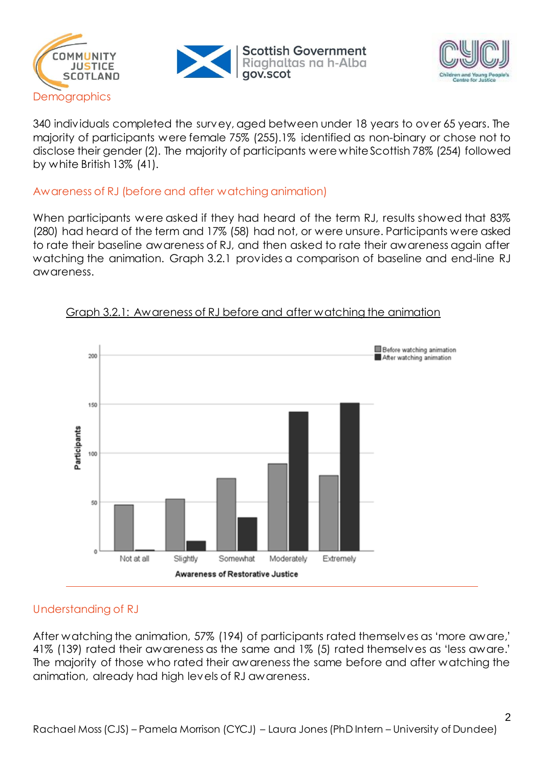## Demographics

340 individuals completed the survey, aged between under 18 years to over 65 years. The majority of participants were female 75% (255).1% identified as non-binary or chose not to disclose their gender (2). The majority of participants were white Scottish 78% (254) followed by white British 13% (41).

## Awareness of RJ (before and after watching animation)

When participants were asked if they had heard of the term RJ, results showed that 83% (280) had heard of the term and 17% (58) had not, or were unsure. Participants were asked to rate their baseline awareness of RJ, and then asked to rate their awareness again after watching the animation. Graph 3.2.1 provides a comparison of baseline and end-line RJ awareness.

Graph 3.2.1: Awareness of RJ before and after watching the animation

## Understanding of RJ

After watching the animation, 57% (194) of participants rated themselves as 'more aware,' 41% (139) rated their awareness as the same and 1% (5) rated themselves as 'less aware.' The majority of those who rated their awareness the same before and after watching the animation, already had high levels of RJ awareness.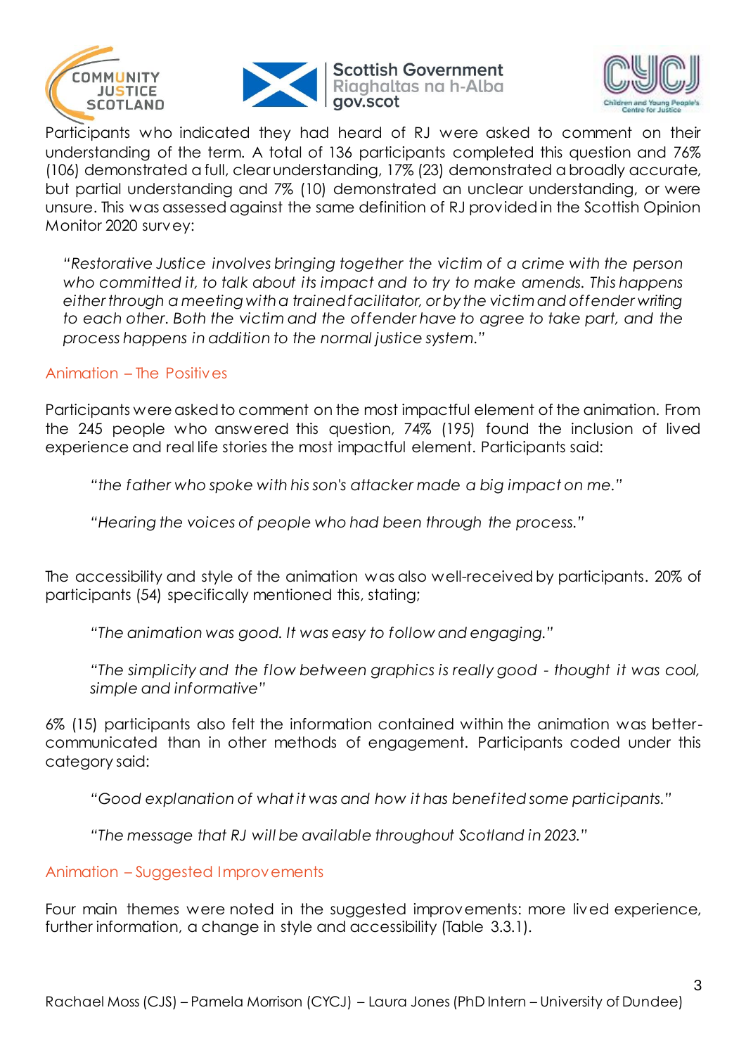Participants who indicated they had heard of RJ were asked to comment on their understanding of the term. A total of 136 participants completed this question and 76% (106) demonstrated a full, clear understanding, 17% (23) demonstrated a broadly accurate, but partial understanding and 7% (10) demonstrated an unclear understanding, or were unsure. This was assessed against the same definition of RJ provided in the Scottish Opinion Monitor 2020 survey:

> *"Restorative Justice involves bringing together the victim of a crime with the person who committed it, to talk about its impact and to try to make amends. This happens either through a meeting with a trained facilitator, or by the victim and offender writing to each other. Both the victim and the offender have to agree to take part, and the process happens in addition to the normal justice system."*

## Animation – The Positives

Participants were asked to comment on the most impactful element of the animation. From the 245 people who answered this question, 74% (195) found the inclusion of lived experience and real life stories the most impactful element. Participants said:

> *"the father who spoke with his son's attacker made a big impact on me."*

> *"Hearing the voices of people who had been through the process."*

The accessibility and style of the animation was also well-received by participants. 20% of participants (54) specifically mentioned this, stating;

> *"The animation was good. It was easy to follow and engaging."*

> *"The simplicity and the flow between graphics is really good - thought it was cool, simple and informative"*

6% (15) participants also felt the information contained within the animation was better-communicated than in other methods of engagement. Participants coded under this category said:

> *"Good explanation of what it was and how it has benefited some participants."*

> *"The message that RJ will be available throughout Scotland in 2023."*

## Animation – Suggested Improvements

Four main themes were noted in the suggested improvements: more lived experience, further information, a change in style and accessibility (Table 3.3.1).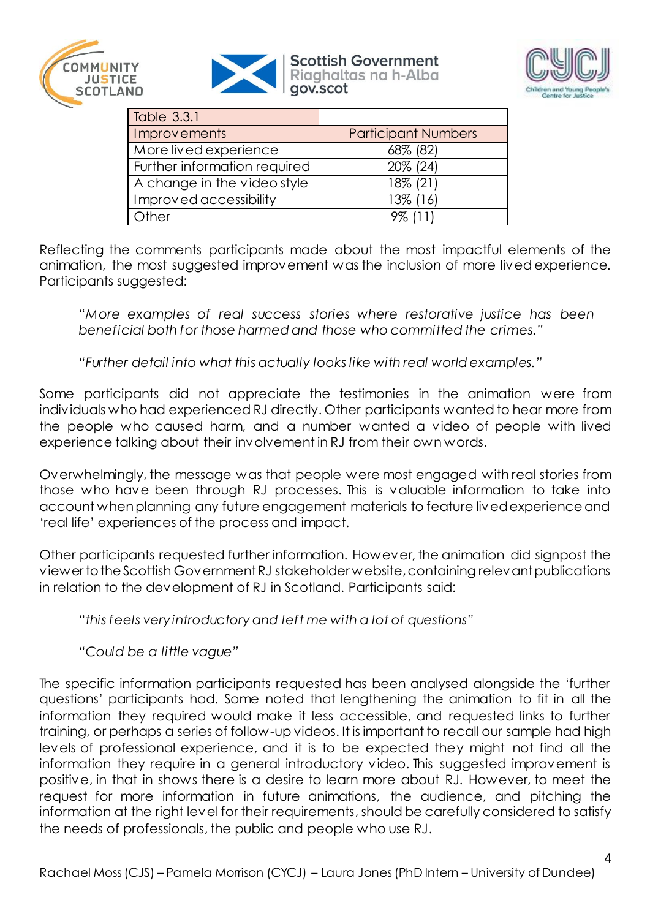| Table 3.3.1 | |
|---|---|
| Improvements | Participant Numbers |
| More lived experience | 68% (82) |
| Further information required | 20% (24) |
| A change in the video style | 18% (21) |
| Improved accessibility | 13% (16) |
| Other | 9% (11) |

Reflecting the comments participants made about the most impactful elements of the animation, the most suggested improvement was the inclusion of more lived experience. Participants suggested:

> *"More examples of real success stories where restorative justice has been beneficial both for those harmed and those who committed the crimes."*

> *"Further detail into what this actually looks like with real world examples."*

Some participants did not appreciate the testimonies in the animation were from individuals who had experienced RJ directly. Other participants wanted to hear more from the people who caused harm, and a number wanted a video of people with lived experience talking about their involvement in RJ from their own words.

Overwhelmingly, the message was that people were most engaged with real stories from those who have been through RJ processes. This is valuable information to take into account when planning any future engagement materials to feature lived experience and 'real life' experiences of the process and impact.

Other participants requested further information. However, the animation did signpost the viewer to the Scottish Government RJ stakeholder website, containing relevant publications in relation to the development of RJ in Scotland. Participants said:

> *"this feels very introductory and left me with a lot of questions"*

> *"Could be a little vague"*

The specific information participants requested has been analysed alongside the 'further questions' participants had. Some noted that lengthening the animation to fit in all the information they required would make it less accessible, and requested links to further training, or perhaps a series of follow-up videos. It is important to recall our sample had high levels of professional experience, and it is to be expected they might not find all the information they require in a general introductory video. This suggested improvement is positive, in that in shows there is a desire to learn more about RJ. However, to meet the request for more information in future animations, the audience, and pitching the information at the right level for their requirements, should be carefully considered to satisfy the needs of professionals, the public and people who use RJ.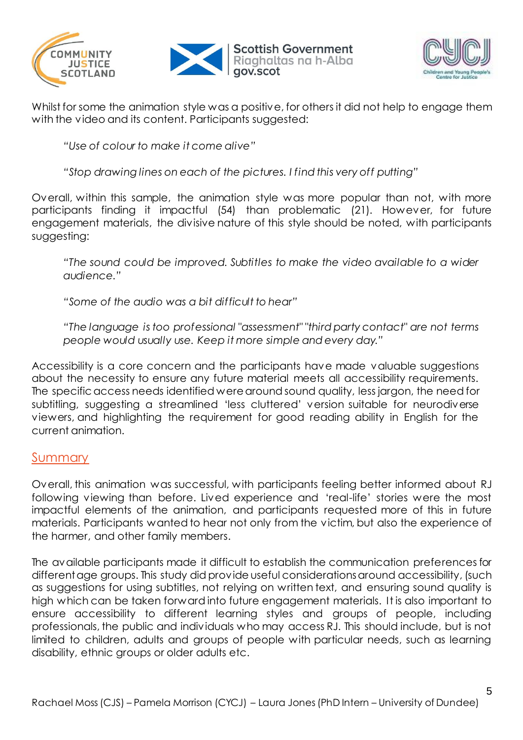Whilst for some the animation style was a positive, for others it did not help to engage them with the video and its content. Participants suggested:

> *"Use of colour to make it come alive"*

> *"Stop drawing lines on each of the pictures. I find this very off putting"*

Overall, within this sample, the animation style was more popular than not, with more participants finding it impactful (54) than problematic (21). However, for future engagement materials, the divisive nature of this style should be noted, with participants suggesting:

> *"The sound could be improved. Subtitles to make the video available to a wider audience."*

> *"Some of the audio was a bit difficult to hear"*

> *"The language is too professional "assessment" "third party contact" are not terms people would usually use. Keep it more simple and every day."*

Accessibility is a core concern and the participants have made valuable suggestions about the necessity to ensure any future material meets all accessibility requirements. The specific access needs identified were around sound quality, less jargon, the need for subtitling, suggesting a streamlined 'less cluttered' version suitable for neurodiverse viewers, and highlighting the requirement for good reading ability in English for the current animation.

## Summary

Overall, this animation was successful, with participants feeling better informed about RJ following viewing than before. Lived experience and 'real-life' stories were the most impactful elements of the animation, and participants requested more of this in future materials. Participants wanted to hear not only from the victim, but also the experience of the harmer, and other family members.

The available participants made it difficult to establish the communication preferences for different age groups. This study did provide useful considerations around accessibility, (such as suggestions for using subtitles, not relying on written text, and ensuring sound quality is high which can be taken forward into future engagement materials. It is also important to ensure accessibility to different learning styles and groups of people, including professionals, the public and individuals who may access RJ. This should include, but is not limited to children, adults and groups of people with particular needs, such as learning disability, ethnic groups or older adults etc.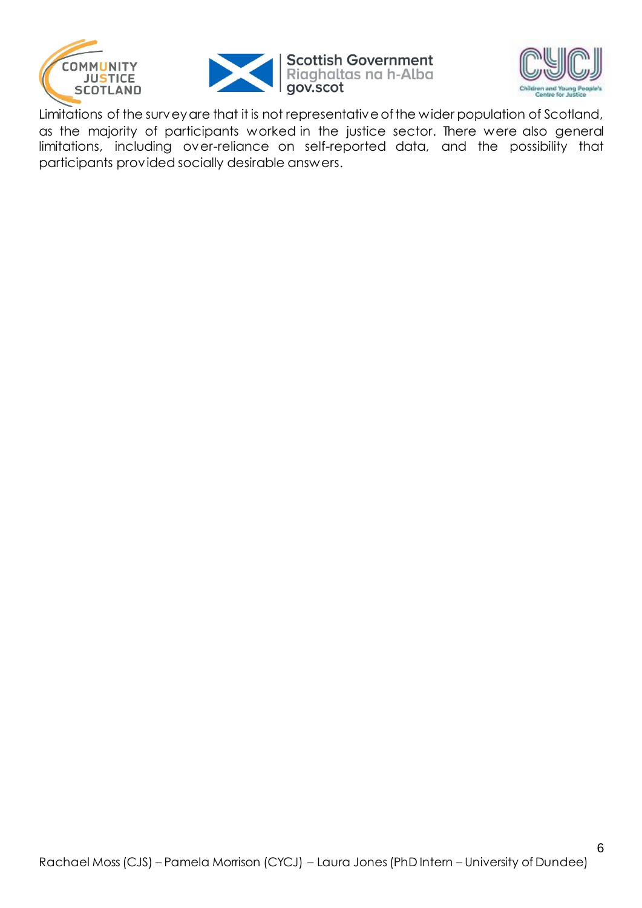Limitations of the survey are that it is not representative of the wider population of Scotland, as the majority of participants worked in the justice sector. There were also general limitations, including over-reliance on self-reported data, and the possibility that participants provided socially desirable answers.